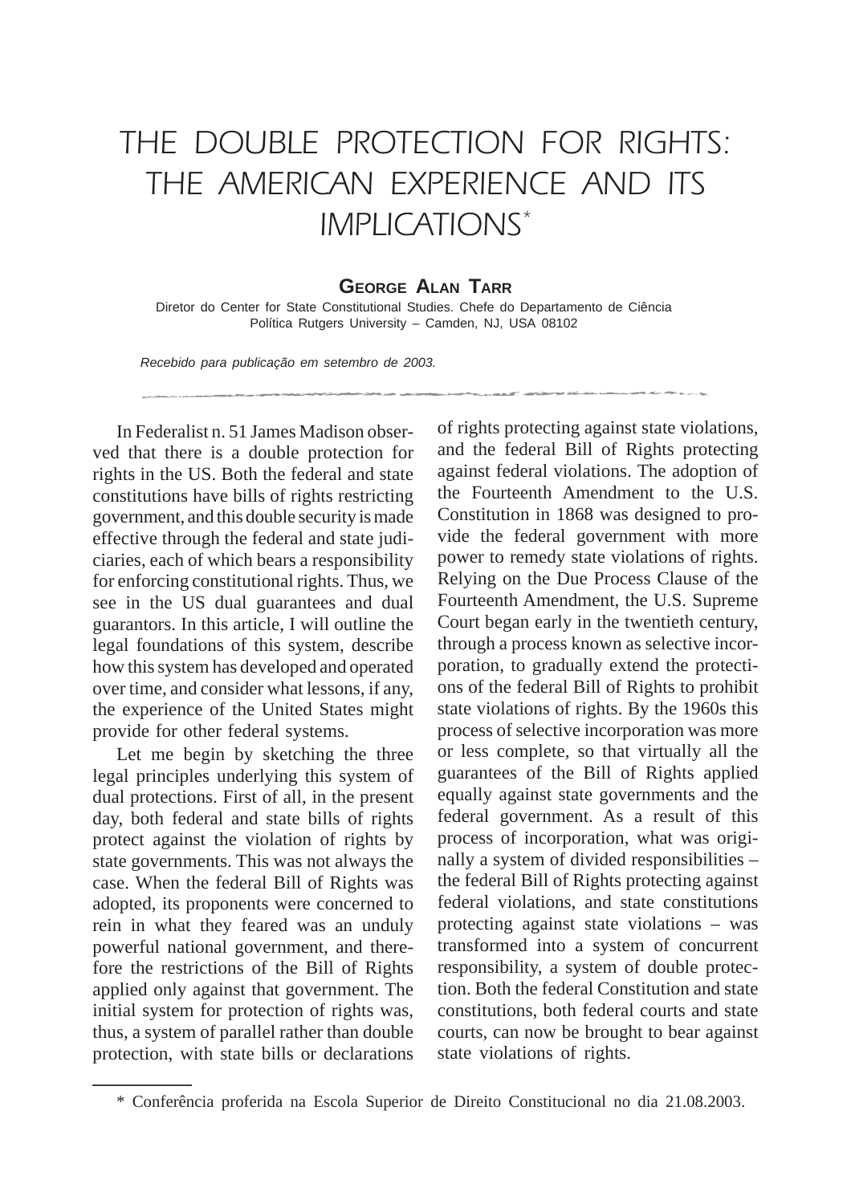# THE DOUBLE PROTECTION FOR RIGHTS: THE AMERICAN EXPERIENCE AND ITS IMPLICATIONS*

**GEORGE ALAN TARR**

Diretor do Center for State Constitutional Studies. Chefe do Departamento de Ciência Política Rutgers University – Camden, NJ, USA 08102

*Recebido para publicação em setembro de 2003.*

In Federalist n. 51 James Madison observed that there is a double protection for rights in the US. Both the federal and state constitutions have bills of rights restricting government, and this double security is made effective through the federal and state judiciaries, each of which bears a responsibility for enforcing constitutional rights. Thus, we see in the US dual guarantees and dual guarantors. In this article, I will outline the legal foundations of this system, describe how this system has developed and operated over time, and consider what lessons, if any, the experience of the United States might provide for other federal systems.

Let me begin by sketching the three legal principles underlying this system of dual protections. First of all, in the present day, both federal and state bills of rights protect against the violation of rights by state governments. This was not always the case. When the federal Bill of Rights was adopted, its proponents were concerned to rein in what they feared was an unduly powerful national government, and therefore the restrictions of the Bill of Rights applied only against that government. The initial system for protection of rights was, thus, a system of parallel rather than double protection, with state bills or declarations of rights protecting against state violations, and the federal Bill of Rights protecting against federal violations. The adoption of the Fourteenth Amendment to the U.S. Constitution in 1868 was designed to provide the federal government with more power to remedy state violations of rights. Relying on the Due Process Clause of the Fourteenth Amendment, the U.S. Supreme Court began early in the twentieth century, through a process known as selective incorporation, to gradually extend the protections of the federal Bill of Rights to prohibit state violations of rights. By the 1960s this process of selective incorporation was more or less complete, so that virtually all the guarantees of the Bill of Rights applied equally against state governments and the federal government. As a result of this process of incorporation, what was originally a system of divided responsibilities – the federal Bill of Rights protecting against federal violations, and state constitutions protecting against state violations – was transformed into a system of concurrent responsibility, a system of double protection. Both the federal Constitution and state constitutions, both federal courts and state courts, can now be brought to bear against state violations of rights.

* Conferência proferida na Escola Superior de Direito Constitucional no dia 21.08.2003.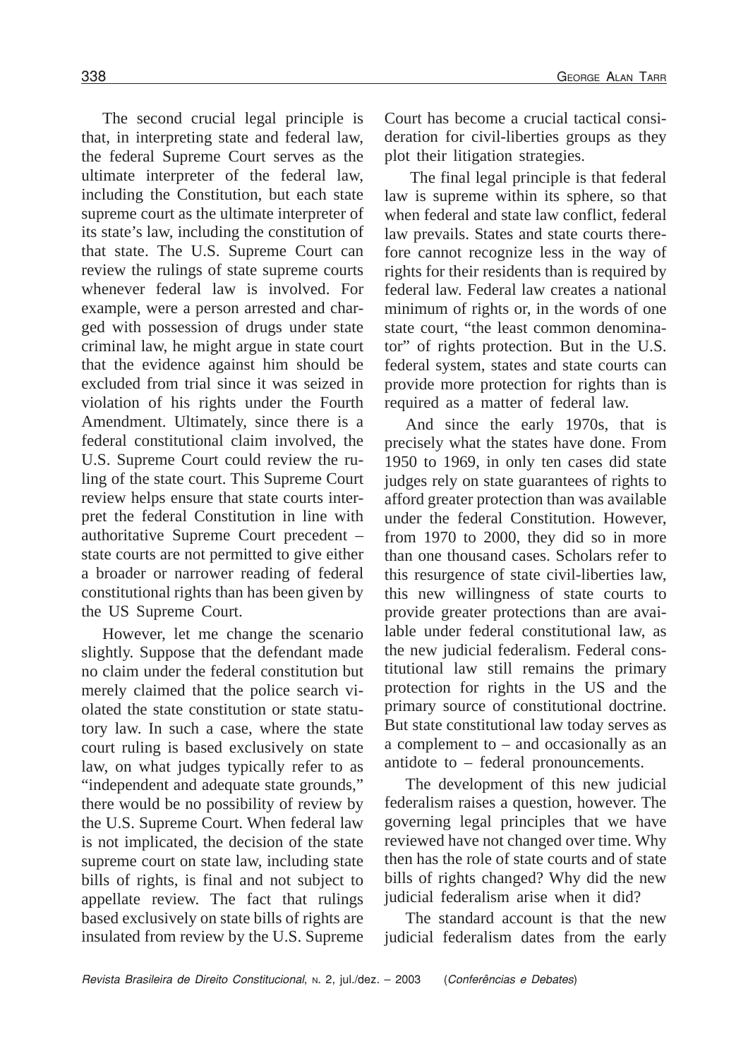The second crucial legal principle is that, in interpreting state and federal law, the federal Supreme Court serves as the ultimate interpreter of the federal law, including the Constitution, but each state supreme court as the ultimate interpreter of its state's law, including the constitution of that state. The U.S. Supreme Court can review the rulings of state supreme courts whenever federal law is involved. For example, were a person arrested and charged with possession of drugs under state criminal law, he might argue in state court that the evidence against him should be excluded from trial since it was seized in violation of his rights under the Fourth Amendment. Ultimately, since there is a federal constitutional claim involved, the U.S. Supreme Court could review the ruling of the state court. This Supreme Court review helps ensure that state courts interpret the federal Constitution in line with authoritative Supreme Court precedent – state courts are not permitted to give either a broader or narrower reading of federal constitutional rights than has been given by the US Supreme Court.

However, let me change the scenario slightly. Suppose that the defendant made no claim under the federal constitution but merely claimed that the police search violated the state constitution or state statutory law. In such a case, where the state court ruling is based exclusively on state law, on what judges typically refer to as "independent and adequate state grounds," there would be no possibility of review by the U.S. Supreme Court. When federal law is not implicated, the decision of the state supreme court on state law, including state bills of rights, is final and not subject to appellate review. The fact that rulings based exclusively on state bills of rights are insulated from review by the U.S. Supreme Court has become a crucial tactical consideration for civil-liberties groups as they plot their litigation strategies.

The final legal principle is that federal law is supreme within its sphere, so that when federal and state law conflict, federal law prevails. States and state courts therefore cannot recognize less in the way of rights for their residents than is required by federal law. Federal law creates a national minimum of rights or, in the words of one state court, "the least common denominator" of rights protection. But in the U.S. federal system, states and state courts can provide more protection for rights than is required as a matter of federal law.

And since the early 1970s, that is precisely what the states have done. From 1950 to 1969, in only ten cases did state judges rely on state guarantees of rights to afford greater protection than was available under the federal Constitution. However, from 1970 to 2000, they did so in more than one thousand cases. Scholars refer to this resurgence of state civil-liberties law, this new willingness of state courts to provide greater protections than are available under federal constitutional law, as the new judicial federalism. Federal constitutional law still remains the primary protection for rights in the US and the primary source of constitutional doctrine. But state constitutional law today serves as a complement to – and occasionally as an antidote to – federal pronouncements.

The development of this new judicial federalism raises a question, however. The governing legal principles that we have reviewed have not changed over time. Why then has the role of state courts and of state bills of rights changed? Why did the new judicial federalism arise when it did?

The standard account is that the new judicial federalism dates from the early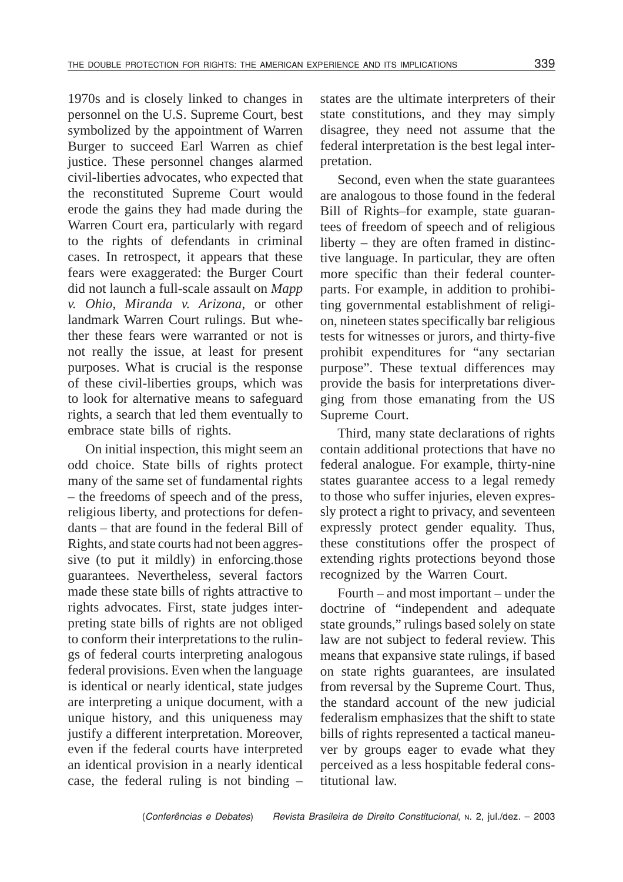1970s and is closely linked to changes in personnel on the U.S. Supreme Court, best symbolized by the appointment of Warren Burger to succeed Earl Warren as chief justice. These personnel changes alarmed civil-liberties advocates, who expected that the reconstituted Supreme Court would erode the gains they had made during the Warren Court era, particularly with regard to the rights of defendants in criminal cases. In retrospect, it appears that these fears were exaggerated: the Burger Court did not launch a full-scale assault on *Mapp v. Ohio*, *Miranda v. Arizona*, or other landmark Warren Court rulings. But whether these fears were warranted or not is not really the issue, at least for present purposes. What is crucial is the response of these civil-liberties groups, which was to look for alternative means to safeguard rights, a search that led them eventually to embrace state bills of rights.

On initial inspection, this might seem an odd choice. State bills of rights protect many of the same set of fundamental rights – the freedoms of speech and of the press, religious liberty, and protections for defendants – that are found in the federal Bill of Rights, and state courts had not been aggressive (to put it mildly) in enforcing.those guarantees. Nevertheless, several factors made these state bills of rights attractive to rights advocates. First, state judges interpreting state bills of rights are not obliged to conform their interpretations to the rulings of federal courts interpreting analogous federal provisions. Even when the language is identical or nearly identical, state judges are interpreting a unique document, with a unique history, and this uniqueness may justify a different interpretation. Moreover, even if the federal courts have interpreted an identical provision in a nearly identical case, the federal ruling is not binding – states are the ultimate interpreters of their state constitutions, and they may simply disagree, they need not assume that the federal interpretation is the best legal interpretation.

Second, even when the state guarantees are analogous to those found in the federal Bill of Rights–for example, state guarantees of freedom of speech and of religious liberty – they are often framed in distinctive language. In particular, they are often more specific than their federal counterparts. For example, in addition to prohibiting governmental establishment of religion, nineteen states specifically bar religious tests for witnesses or jurors, and thirty-five prohibit expenditures for "any sectarian purpose". These textual differences may provide the basis for interpretations diverging from those emanating from the US Supreme Court.

Third, many state declarations of rights contain additional protections that have no federal analogue. For example, thirty-nine states guarantee access to a legal remedy to those who suffer injuries, eleven expressly protect a right to privacy, and seventeen expressly protect gender equality. Thus, these constitutions offer the prospect of extending rights protections beyond those recognized by the Warren Court.

Fourth – and most important – under the doctrine of "independent and adequate state grounds," rulings based solely on state law are not subject to federal review. This means that expansive state rulings, if based on state rights guarantees, are insulated from reversal by the Supreme Court. Thus, the standard account of the new judicial federalism emphasizes that the shift to state bills of rights represented a tactical maneuver by groups eager to evade what they perceived as a less hospitable federal constitutional law.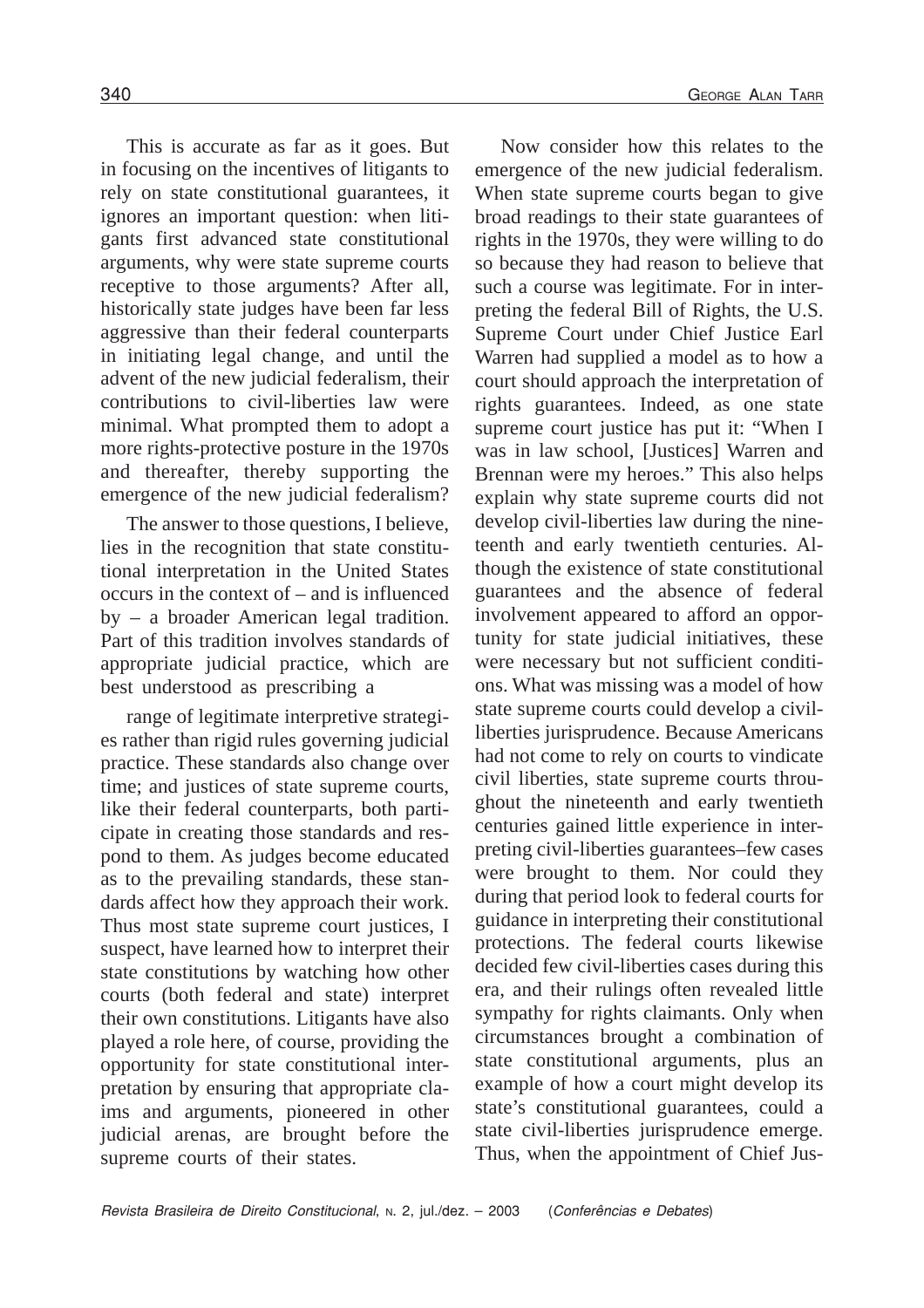This is accurate as far as it goes. But in focusing on the incentives of litigants to rely on state constitutional guarantees, it ignores an important question: when litigants first advanced state constitutional arguments, why were state supreme courts receptive to those arguments? After all, historically state judges have been far less aggressive than their federal counterparts in initiating legal change, and until the advent of the new judicial federalism, their contributions to civil-liberties law were minimal. What prompted them to adopt a more rights-protective posture in the 1970s and thereafter, thereby supporting the emergence of the new judicial federalism?

The answer to those questions, I believe, lies in the recognition that state constitutional interpretation in the United States occurs in the context of – and is influenced by – a broader American legal tradition. Part of this tradition involves standards of appropriate judicial practice, which are best understood as prescribing a range of legitimate interpretive strategies rather than rigid rules governing judicial practice. These standards also change over time; and justices of state supreme courts, like their federal counterparts, both participate in creating those standards and respond to them. As judges become educated as to the prevailing standards, these standards affect how they approach their work. Thus most state supreme court justices, I suspect, have learned how to interpret their state constitutions by watching how other courts (both federal and state) interpret their own constitutions. Litigants have also played a role here, of course, providing the opportunity for state constitutional interpretation by ensuring that appropriate claims and arguments, pioneered in other judicial arenas, are brought before the supreme courts of their states.

Now consider how this relates to the emergence of the new judicial federalism. When state supreme courts began to give broad readings to their state guarantees of rights in the 1970s, they were willing to do so because they had reason to believe that such a course was legitimate. For in interpreting the federal Bill of Rights, the U.S. Supreme Court under Chief Justice Earl Warren had supplied a model as to how a court should approach the interpretation of rights guarantees. Indeed, as one state supreme court justice has put it: "When I was in law school, [Justices] Warren and Brennan were my heroes." This also helps explain why state supreme courts did not develop civil-liberties law during the nineteenth and early twentieth centuries. Although the existence of state constitutional guarantees and the absence of federal involvement appeared to afford an opportunity for state judicial initiatives, these were necessary but not sufficient conditions. What was missing was a model of how state supreme courts could develop a civil-liberties jurisprudence. Because Americans had not come to rely on courts to vindicate civil liberties, state supreme courts throughout the nineteenth and early twentieth centuries gained little experience in interpreting civil-liberties guarantees–few cases were brought to them. Nor could they during that period look to federal courts for guidance in interpreting their constitutional protections. The federal courts likewise decided few civil-liberties cases during this era, and their rulings often revealed little sympathy for rights claimants. Only when circumstances brought a combination of state constitutional arguments, plus an example of how a court might develop its state's constitutional guarantees, could a state civil-liberties jurisprudence emerge. Thus, when the appointment of Chief Jus-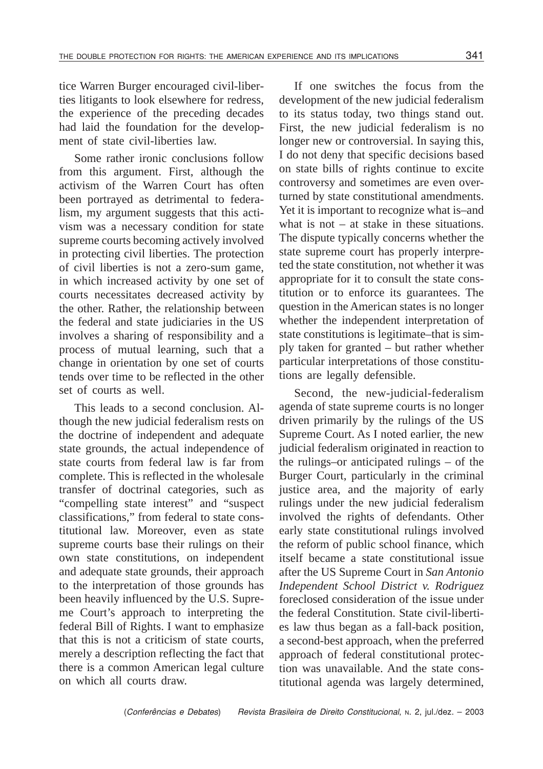tice Warren Burger encouraged civil-liberties litigants to look elsewhere for redress, the experience of the preceding decades had laid the foundation for the development of state civil-liberties law.

Some rather ironic conclusions follow from this argument. First, although the activism of the Warren Court has often been portrayed as detrimental to federalism, my argument suggests that this activism was a necessary condition for state supreme courts becoming actively involved in protecting civil liberties. The protection of civil liberties is not a zero-sum game, in which increased activity by one set of courts necessitates decreased activity by the other. Rather, the relationship between the federal and state judiciaries in the US involves a sharing of responsibility and a process of mutual learning, such that a change in orientation by one set of courts tends over time to be reflected in the other set of courts as well.

This leads to a second conclusion. Although the new judicial federalism rests on the doctrine of independent and adequate state grounds, the actual independence of state courts from federal law is far from complete. This is reflected in the wholesale transfer of doctrinal categories, such as "compelling state interest" and "suspect classifications," from federal to state constitutional law. Moreover, even as state supreme courts base their rulings on their own state constitutions, on independent and adequate state grounds, their approach to the interpretation of those grounds has been heavily influenced by the U.S. Supreme Court's approach to interpreting the federal Bill of Rights. I want to emphasize that this is not a criticism of state courts, merely a description reflecting the fact that there is a common American legal culture on which all courts draw.

If one switches the focus from the development of the new judicial federalism to its status today, two things stand out. First, the new judicial federalism is no longer new or controversial. In saying this, I do not deny that specific decisions based on state bills of rights continue to excite controversy and sometimes are even overturned by state constitutional amendments. Yet it is important to recognize what is–and what is not – at stake in these situations. The dispute typically concerns whether the state supreme court has properly interpreted the state constitution, not whether it was appropriate for it to consult the state constitution or to enforce its guarantees. The question in the American states is no longer whether the independent interpretation of state constitutions is legitimate–that is simply taken for granted – but rather whether particular interpretations of those constitutions are legally defensible.

Second, the new-judicial-federalism agenda of state supreme courts is no longer driven primarily by the rulings of the US Supreme Court. As I noted earlier, the new judicial federalism originated in reaction to the rulings–or anticipated rulings – of the Burger Court, particularly in the criminal justice area, and the majority of early rulings under the new judicial federalism involved the rights of defendants. Other early state constitutional rulings involved the reform of public school finance, which itself became a state constitutional issue after the US Supreme Court in *San Antonio Independent School District v. Rodriguez* foreclosed consideration of the issue under the federal Constitution. State civil-liberties law thus began as a fall-back position, a second-best approach, when the preferred approach of federal constitutional protection was unavailable. And the state constitutional agenda was largely determined,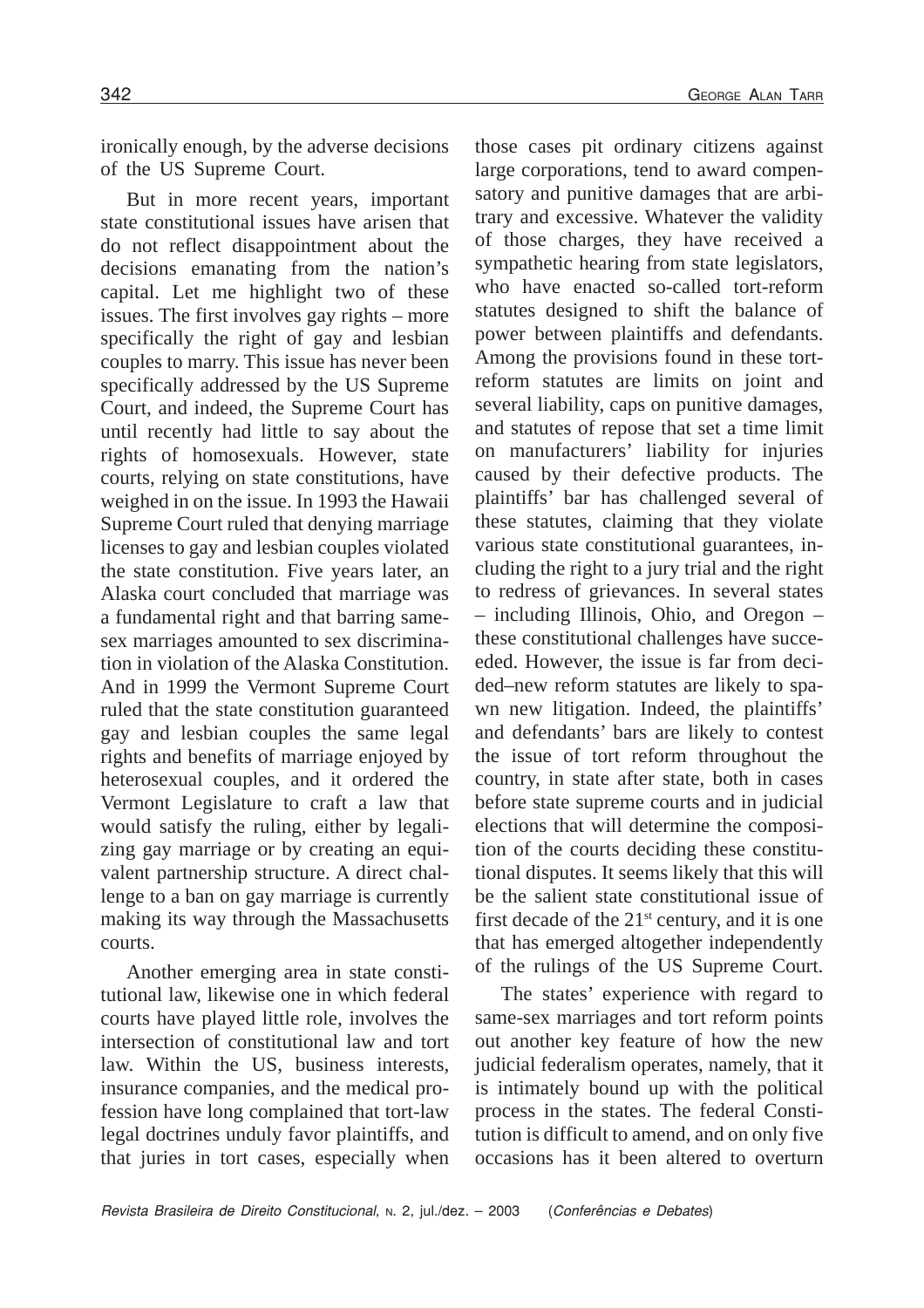ironically enough, by the adverse decisions of the US Supreme Court.

But in more recent years, important state constitutional issues have arisen that do not reflect disappointment about the decisions emanating from the nation's capital. Let me highlight two of these issues. The first involves gay rights – more specifically the right of gay and lesbian couples to marry. This issue has never been specifically addressed by the US Supreme Court, and indeed, the Supreme Court has until recently had little to say about the rights of homosexuals. However, state courts, relying on state constitutions, have weighed in on the issue. In 1993 the Hawaii Supreme Court ruled that denying marriage licenses to gay and lesbian couples violated the state constitution. Five years later, an Alaska court concluded that marriage was a fundamental right and that barring same-sex marriages amounted to sex discrimination in violation of the Alaska Constitution. And in 1999 the Vermont Supreme Court ruled that the state constitution guaranteed gay and lesbian couples the same legal rights and benefits of marriage enjoyed by heterosexual couples, and it ordered the Vermont Legislature to craft a law that would satisfy the ruling, either by legalizing gay marriage or by creating an equivalent partnership structure. A direct challenge to a ban on gay marriage is currently making its way through the Massachusetts courts.

Another emerging area in state constitutional law, likewise one in which federal courts have played little role, involves the intersection of constitutional law and tort law. Within the US, business interests, insurance companies, and the medical profession have long complained that tort-law legal doctrines unduly favor plaintiffs, and that juries in tort cases, especially when those cases pit ordinary citizens against large corporations, tend to award compensatory and punitive damages that are arbitrary and excessive. Whatever the validity of those charges, they have received a sympathetic hearing from state legislators, who have enacted so-called tort-reform statutes designed to shift the balance of power between plaintiffs and defendants. Among the provisions found in these tort-reform statutes are limits on joint and several liability, caps on punitive damages, and statutes of repose that set a time limit on manufacturers' liability for injuries caused by their defective products. The plaintiffs' bar has challenged several of these statutes, claiming that they violate various state constitutional guarantees, including the right to a jury trial and the right to redress of grievances. In several states – including Illinois, Ohio, and Oregon – these constitutional challenges have succeeded. However, the issue is far from decided–new reform statutes are likely to spawn new litigation. Indeed, the plaintiffs' and defendants' bars are likely to contest the issue of tort reform throughout the country, in state after state, both in cases before state supreme courts and in judicial elections that will determine the composition of the courts deciding these constitutional disputes. It seems likely that this will be the salient state constitutional issue of first decade of the 21st century, and it is one that has emerged altogether independently of the rulings of the US Supreme Court.

The states' experience with regard to same-sex marriages and tort reform points out another key feature of how the new judicial federalism operates, namely, that it is intimately bound up with the political process in the states. The federal Constitution is difficult to amend, and on only five occasions has it been altered to overturn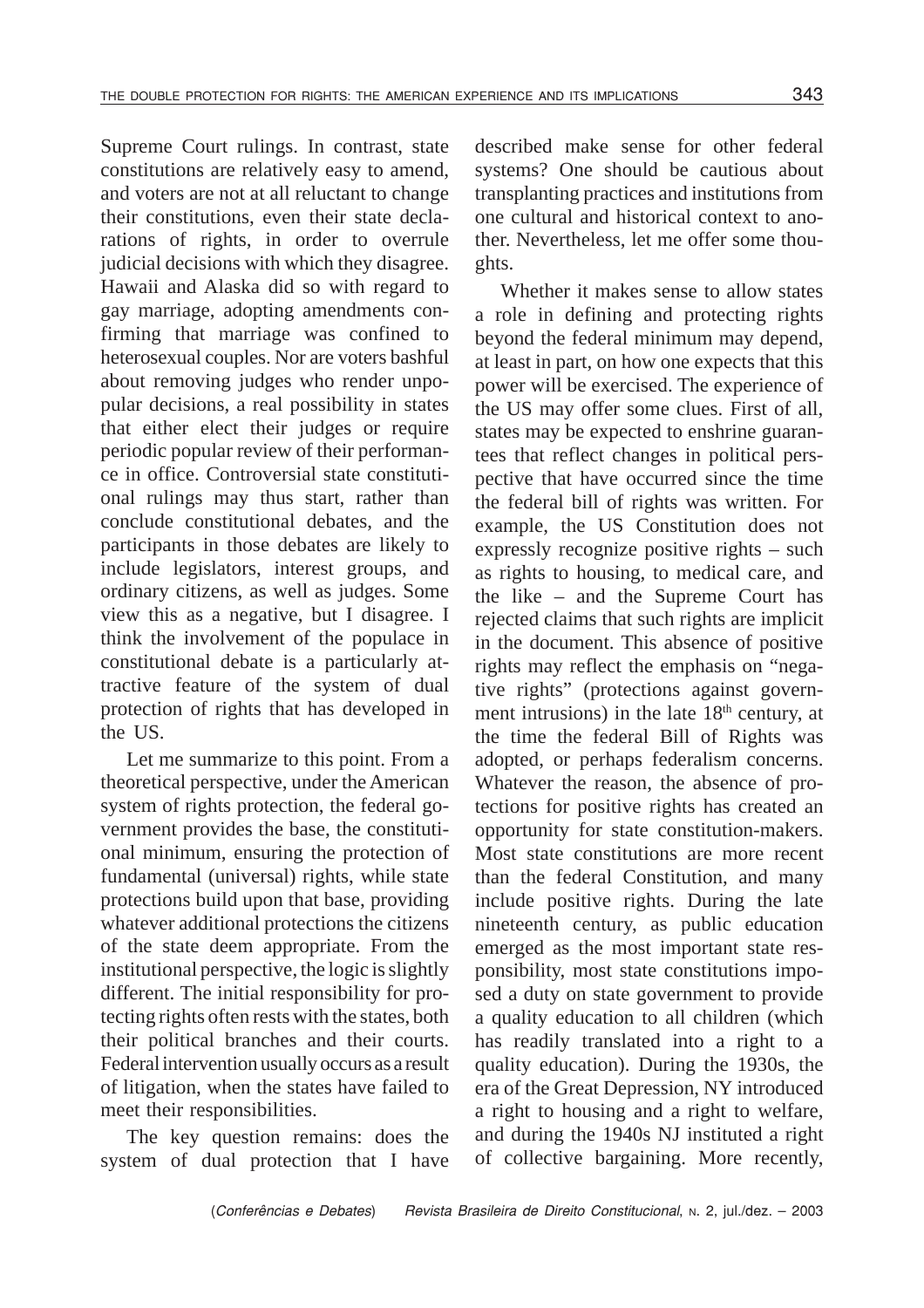Supreme Court rulings. In contrast, state constitutions are relatively easy to amend, and voters are not at all reluctant to change their constitutions, even their state declarations of rights, in order to overrule judicial decisions with which they disagree. Hawaii and Alaska did so with regard to gay marriage, adopting amendments confirming that marriage was confined to heterosexual couples. Nor are voters bashful about removing judges who render unpopular decisions, a real possibility in states that either elect their judges or require periodic popular review of their performance in office. Controversial state constitutional rulings may thus start, rather than conclude constitutional debates, and the participants in those debates are likely to include legislators, interest groups, and ordinary citizens, as well as judges. Some view this as a negative, but I disagree. I think the involvement of the populace in constitutional debate is a particularly attractive feature of the system of dual protection of rights that has developed in the US.

Let me summarize to this point. From a theoretical perspective, under the American system of rights protection, the federal government provides the base, the constitutional minimum, ensuring the protection of fundamental (universal) rights, while state protections build upon that base, providing whatever additional protections the citizens of the state deem appropriate. From the institutional perspective, the logic is slightly different. The initial responsibility for protecting rights often rests with the states, both their political branches and their courts. Federal intervention usually occurs as a result of litigation, when the states have failed to meet their responsibilities.

The key question remains: does the system of dual protection that I have described make sense for other federal systems? One should be cautious about transplanting practices and institutions from one cultural and historical context to another. Nevertheless, let me offer some thoughts.

Whether it makes sense to allow states a role in defining and protecting rights beyond the federal minimum may depend, at least in part, on how one expects that this power will be exercised. The experience of the US may offer some clues. First of all, states may be expected to enshrine guarantees that reflect changes in political perspective that have occurred since the time the federal bill of rights was written. For example, the US Constitution does not expressly recognize positive rights – such as rights to housing, to medical care, and the like – and the Supreme Court has rejected claims that such rights are implicit in the document. This absence of positive rights may reflect the emphasis on "negative rights" (protections against government intrusions) in the late 18th century, at the time the federal Bill of Rights was adopted, or perhaps federalism concerns. Whatever the reason, the absence of protections for positive rights has created an opportunity for state constitution-makers. Most state constitutions are more recent than the federal Constitution, and many include positive rights. During the late nineteenth century, as public education emerged as the most important state responsibility, most state constitutions imposed a duty on state government to provide a quality education to all children (which has readily translated into a right to a quality education). During the 1930s, the era of the Great Depression, NY introduced a right to housing and a right to welfare, and during the 1940s NJ instituted a right of collective bargaining. More recently,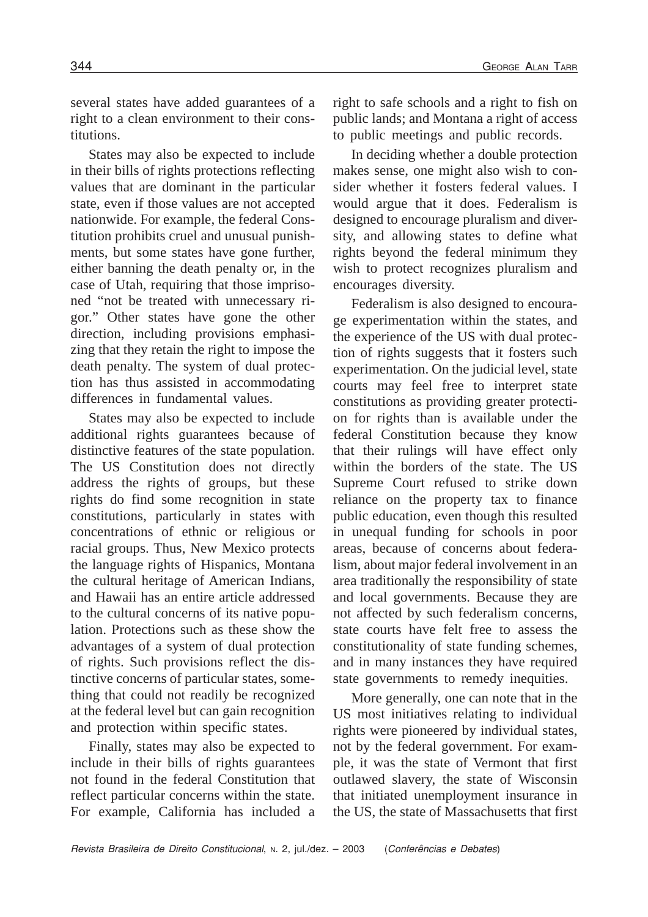several states have added guarantees of a right to a clean environment to their constitutions.

States may also be expected to include in their bills of rights protections reflecting values that are dominant in the particular state, even if those values are not accepted nationwide. For example, the federal Constitution prohibits cruel and unusual punishments, but some states have gone further, either banning the death penalty or, in the case of Utah, requiring that those imprisoned "not be treated with unnecessary rigor." Other states have gone the other direction, including provisions emphasizing that they retain the right to impose the death penalty. The system of dual protection has thus assisted in accommodating differences in fundamental values.

States may also be expected to include additional rights guarantees because of distinctive features of the state population. The US Constitution does not directly address the rights of groups, but these rights do find some recognition in state constitutions, particularly in states with concentrations of ethnic or religious or racial groups. Thus, New Mexico protects the language rights of Hispanics, Montana the cultural heritage of American Indians, and Hawaii has an entire article addressed to the cultural concerns of its native population. Protections such as these show the advantages of a system of dual protection of rights. Such provisions reflect the distinctive concerns of particular states, something that could not readily be recognized at the federal level but can gain recognition and protection within specific states.

Finally, states may also be expected to include in their bills of rights guarantees not found in the federal Constitution that reflect particular concerns within the state. For example, California has included a right to safe schools and a right to fish on public lands; and Montana a right of access to public meetings and public records.

In deciding whether a double protection makes sense, one might also wish to consider whether it fosters federal values. I would argue that it does. Federalism is designed to encourage pluralism and diversity, and allowing states to define what rights beyond the federal minimum they wish to protect recognizes pluralism and encourages diversity.

Federalism is also designed to encourage experimentation within the states, and the experience of the US with dual protection of rights suggests that it fosters such experimentation. On the judicial level, state courts may feel free to interpret state constitutions as providing greater protection for rights than is available under the federal Constitution because they know that their rulings will have effect only within the borders of the state. The US Supreme Court refused to strike down reliance on the property tax to finance public education, even though this resulted in unequal funding for schools in poor areas, because of concerns about federalism, about major federal involvement in an area traditionally the responsibility of state and local governments. Because they are not affected by such federalism concerns, state courts have felt free to assess the constitutionality of state funding schemes, and in many instances they have required state governments to remedy inequities.

More generally, one can note that in the US most initiatives relating to individual rights were pioneered by individual states, not by the federal government. For example, it was the state of Vermont that first outlawed slavery, the state of Wisconsin that initiated unemployment insurance in the US, the state of Massachusetts that first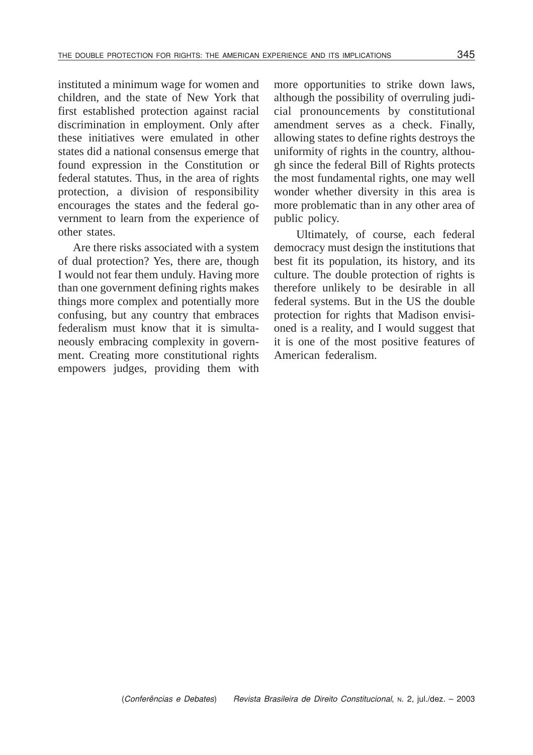instituted a minimum wage for women and children, and the state of New York that first established protection against racial discrimination in employment. Only after these initiatives were emulated in other states did a national consensus emerge that found expression in the Constitution or federal statutes. Thus, in the area of rights protection, a division of responsibility encourages the states and the federal government to learn from the experience of other states.

Are there risks associated with a system of dual protection? Yes, there are, though I would not fear them unduly. Having more than one government defining rights makes things more complex and potentially more confusing, but any country that embraces federalism must know that it is simultaneously embracing complexity in government. Creating more constitutional rights empowers judges, providing them with more opportunities to strike down laws, although the possibility of overruling judicial pronouncements by constitutional amendment serves as a check. Finally, allowing states to define rights destroys the uniformity of rights in the country, although since the federal Bill of Rights protects the most fundamental rights, one may well wonder whether diversity in this area is more problematic than in any other area of public policy.

Ultimately, of course, each federal democracy must design the institutions that best fit its population, its history, and its culture. The double protection of rights is therefore unlikely to be desirable in all federal systems. But in the US the double protection for rights that Madison envisioned is a reality, and I would suggest that it is one of the most positive features of American federalism.